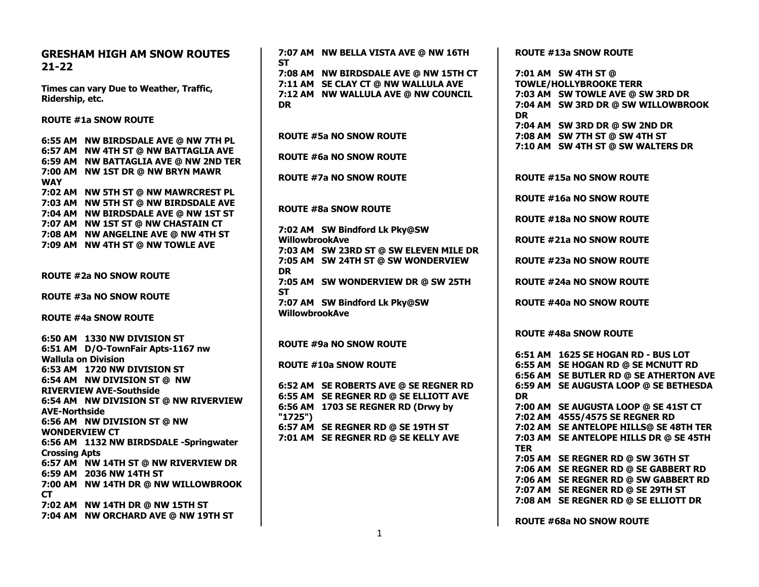# GRESHAM HIGH AM SNOW ROUTES 21-22

**Times can vary Due to Weather, Traffic, Ridership, etc.**

## ROUTE #1a SNOW ROUTE

**6:55 AM NW BIRDSDALE AVE @ NW 7TH PL**
**6:57 AM NW 4TH ST @ NW BATTAGLIA AVE**
**6:59 AM NW BATTAGLIA AVE @ NW 2ND TER**
**7:00 AM NW 1ST DR @ NW BRYN MAWR WAY**
**7:02 AM NW 5TH ST @ NW MAWRCREST PL**
**7:03 AM NW 5TH ST @ NW BIRDSDALE AVE**
**7:04 AM NW BIRDSDALE AVE @ NW 1ST ST**
**7:07 AM NW 1ST ST @ NW CHASTAIN CT**
**7:08 AM NW ANGELINE AVE @ NW 4TH ST**
**7:09 AM NW 4TH ST @ NW TOWLE AVE**

## ROUTE #2a NO SNOW ROUTE

## ROUTE #3a NO SNOW ROUTE

## ROUTE #4a SNOW ROUTE

**6:50 AM 1330 NW DIVISION ST**
**6:51 AM D/O-TownFair Apts-1167 nw Wallula on Division**
**6:53 AM 1720 NW DIVISION ST**
**6:54 AM NW DIVISION ST @ NW RIVERVIEW AVE-Southside**
**6:54 AM NW DIVISION ST @ NW RIVERVIEW AVE-Northside**
**6:56 AM NW DIVISION ST @ NW WONDERVIEW CT**
**6:56 AM 1132 NW BIRDSDALE -Springwater Crossing Apts**
**6:57 AM NW 14TH ST @ NW RIVERVIEW DR**
**6:59 AM 2036 NW 14TH ST**
**7:00 AM NW 14TH DR @ NW WILLOWBROOK CT**
**7:02 AM NW 14TH DR @ NW 15TH ST**
**7:04 AM NW ORCHARD AVE @ NW 19TH ST**
**7:07 AM NW BELLA VISTA AVE @ NW 16TH ST**
**7:08 AM NW BIRDSDALE AVE @ NW 15TH CT**
**7:11 AM SE CLAY CT @ NW WALLULA AVE**
**7:12 AM NW WALLULA AVE @ NW COUNCIL DR**

## ROUTE #5a NO SNOW ROUTE

## ROUTE #6a NO SNOW ROUTE

## ROUTE #7a NO SNOW ROUTE

## ROUTE #8a SNOW ROUTE

**7:02 AM SW Bindford Lk Pky@SW WillowbrookAve**
**7:03 AM SW 23RD ST @ SW ELEVEN MILE DR**
**7:05 AM SW 24TH ST @ SW WONDERVIEW DR**
**7:05 AM SW WONDERVIEW DR @ SW 25TH ST**
**7:07 AM SW Bindford Lk Pky@SW WillowbrookAve**

## ROUTE #9a NO SNOW ROUTE

## ROUTE #10a SNOW ROUTE

**6:52 AM SE ROBERTS AVE @ SE REGNER RD**
**6:55 AM SE REGNER RD @ SE ELLIOTT AVE**
**6:56 AM 1703 SE REGNER RD (Drwy by "1725")**
**6:57 AM SE REGNER RD @ SE 19TH ST**
**7:01 AM SE REGNER RD @ SE KELLY AVE**

## ROUTE #13a SNOW ROUTE

**7:01 AM SW 4TH ST @ TOWLE/HOLLYBROOKE TERR**
**7:03 AM SW TOWLE AVE @ SW 3RD DR**
**7:04 AM SW 3RD DR @ SW WILLOWBROOK DR**
**7:04 AM SW 3RD DR @ SW 2ND DR**
**7:08 AM SW 7TH ST @ SW 4TH ST**
**7:10 AM SW 4TH ST @ SW WALTERS DR**

## ROUTE #15a NO SNOW ROUTE

## ROUTE #16a NO SNOW ROUTE

## ROUTE #18a NO SNOW ROUTE

## ROUTE #21a NO SNOW ROUTE

## ROUTE #23a NO SNOW ROUTE

## ROUTE #24a NO SNOW ROUTE

## ROUTE #40a NO SNOW ROUTE

## ROUTE #48a SNOW ROUTE

**6:51 AM 1625 SE HOGAN RD - BUS LOT**
**6:55 AM SE HOGAN RD @ SE MCNUTT RD**
**6:56 AM SE BUTLER RD @ SE ATHERTON AVE**
**6:59 AM SE AUGUSTA LOOP @ SE BETHESDA DR**
**7:00 AM SE AUGUSTA LOOP @ SE 41ST CT**
**7:02 AM 4555/4575 SE REGNER RD**
**7:02 AM SE ANTELOPE HILLS@ SE 48TH TER**
**7:03 AM SE ANTELOPE HILLS DR @ SE 45TH TER**
**7:05 AM SE REGNER RD @ SW 36TH ST**
**7:06 AM SE REGNER RD @ SE GABBERT RD**
**7:06 AM SE REGNER RD @ SW GABBERT RD**
**7:07 AM SE REGNER RD @ SE 29TH ST**
**7:08 AM SE REGNER RD @ SE ELLIOTT DR**

## ROUTE #68a NO SNOW ROUTE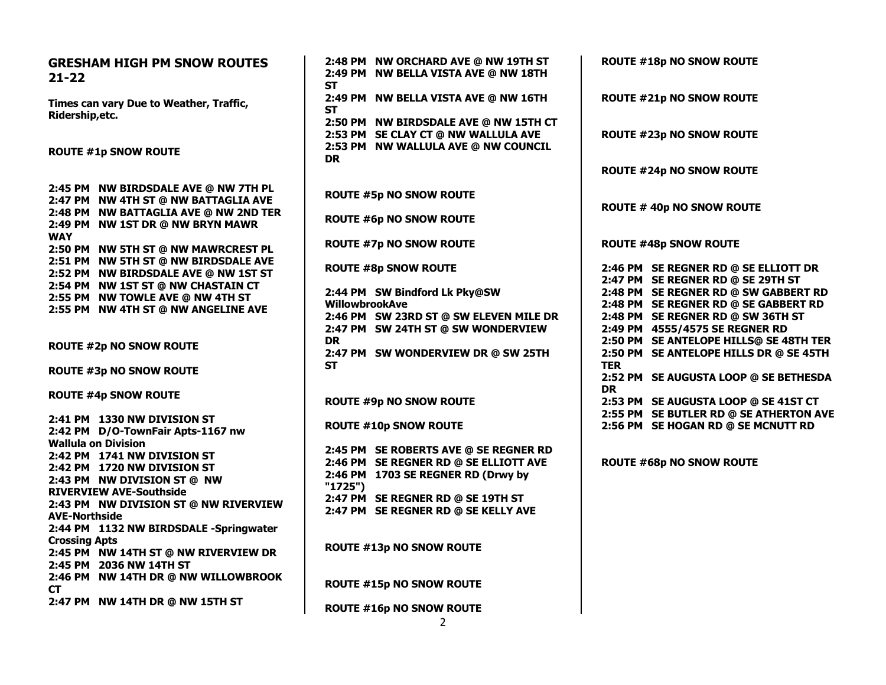## GRESHAM HIGH PM SNOW ROUTES 21-22

**Times can vary Due to Weather, Traffic, Ridership,etc.**

**ROUTE #1p SNOW ROUTE**

**2:45 PM NW BIRDSDALE AVE @ NW 7TH PL**
**2:47 PM NW 4TH ST @ NW BATTAGLIA AVE**
**2:48 PM NW BATTAGLIA AVE @ NW 2ND TER**
**2:49 PM NW 1ST DR @ NW BRYN MAWR WAY**
**2:50 PM NW 5TH ST @ NW MAWRCREST PL**
**2:51 PM NW 5TH ST @ NW BIRDSDALE AVE**
**2:52 PM NW BIRDSDALE AVE @ NW 1ST ST**
**2:54 PM NW 1ST ST @ NW CHASTAIN CT**
**2:55 PM NW TOWLE AVE @ NW 4TH ST**
**2:55 PM NW 4TH ST @ NW ANGELINE AVE**

**ROUTE #2p NO SNOW ROUTE**

**ROUTE #3p NO SNOW ROUTE**

**ROUTE #4p SNOW ROUTE**

**2:41 PM 1330 NW DIVISION ST**
**2:42 PM D/O-TownFair Apts-1167 nw Wallula on Division**
**2:42 PM 1741 NW DIVISION ST**
**2:42 PM 1720 NW DIVISION ST**
**2:43 PM NW DIVISION ST @ NW RIVERVIEW AVE-Southside**
**2:43 PM NW DIVISION ST @ NW RIVERVIEW AVE-Northside**
**2:44 PM 1132 NW BIRDSDALE -Springwater Crossing Apts**
**2:45 PM NW 14TH ST @ NW RIVERVIEW DR**
**2:45 PM 2036 NW 14TH ST**
**2:46 PM NW 14TH DR @ NW WILLOWBROOK CT**
**2:47 PM NW 14TH DR @ NW 15TH ST**
**2:48 PM NW ORCHARD AVE @ NW 19TH ST**
**2:49 PM NW BELLA VISTA AVE @ NW 18TH ST**
**2:49 PM NW BELLA VISTA AVE @ NW 16TH ST**
**2:50 PM NW BIRDSDALE AVE @ NW 15TH CT**
**2:53 PM SE CLAY CT @ NW WALLULA AVE**
**2:53 PM NW WALLULA AVE @ NW COUNCIL DR**

**ROUTE #5p NO SNOW ROUTE**

**ROUTE #6p NO SNOW ROUTE**

**ROUTE #7p NO SNOW ROUTE**

**ROUTE #8p SNOW ROUTE**

**2:44 PM SW Bindford Lk Pky@SW WillowbrookAve**
**2:46 PM SW 23RD ST @ SW ELEVEN MILE DR**
**2:47 PM SW 24TH ST @ SW WONDERVIEW DR**
**2:47 PM SW WONDERVIEW DR @ SW 25TH ST**

**ROUTE #9p NO SNOW ROUTE**

**ROUTE #10p SNOW ROUTE**

**2:45 PM SE ROBERTS AVE @ SE REGNER RD**
**2:46 PM SE REGNER RD @ SE ELLIOTT AVE**
**2:46 PM 1703 SE REGNER RD (Drwy by "1725")**
**2:47 PM SE REGNER RD @ SE 19TH ST**
**2:47 PM SE REGNER RD @ SE KELLY AVE**

**ROUTE #13p NO SNOW ROUTE**

**ROUTE #15p NO SNOW ROUTE**

**ROUTE #16p NO SNOW ROUTE**

**ROUTE #18p NO SNOW ROUTE**

**ROUTE #21p NO SNOW ROUTE**

**ROUTE #23p NO SNOW ROUTE**

**ROUTE #24p NO SNOW ROUTE**

**ROUTE # 40p NO SNOW ROUTE**

**ROUTE #48p SNOW ROUTE**

**2:46 PM SE REGNER RD @ SE ELLIOTT DR**
**2:47 PM SE REGNER RD @ SE 29TH ST**
**2:48 PM SE REGNER RD @ SW GABBERT RD**
**2:48 PM SE REGNER RD @ SE GABBERT RD**
**2:48 PM SE REGNER RD @ SW 36TH ST**
**2:49 PM 4555/4575 SE REGNER RD**
**2:50 PM SE ANTELOPE HILLS@ SE 48TH TER**
**2:50 PM SE ANTELOPE HILLS DR @ SE 45TH TER**
**2:52 PM SE AUGUSTA LOOP @ SE BETHESDA DR**
**2:53 PM SE AUGUSTA LOOP @ SE 41ST CT**
**2:55 PM SE BUTLER RD @ SE ATHERTON AVE**
**2:56 PM SE HOGAN RD @ SE MCNUTT RD**

**ROUTE #68p NO SNOW ROUTE**